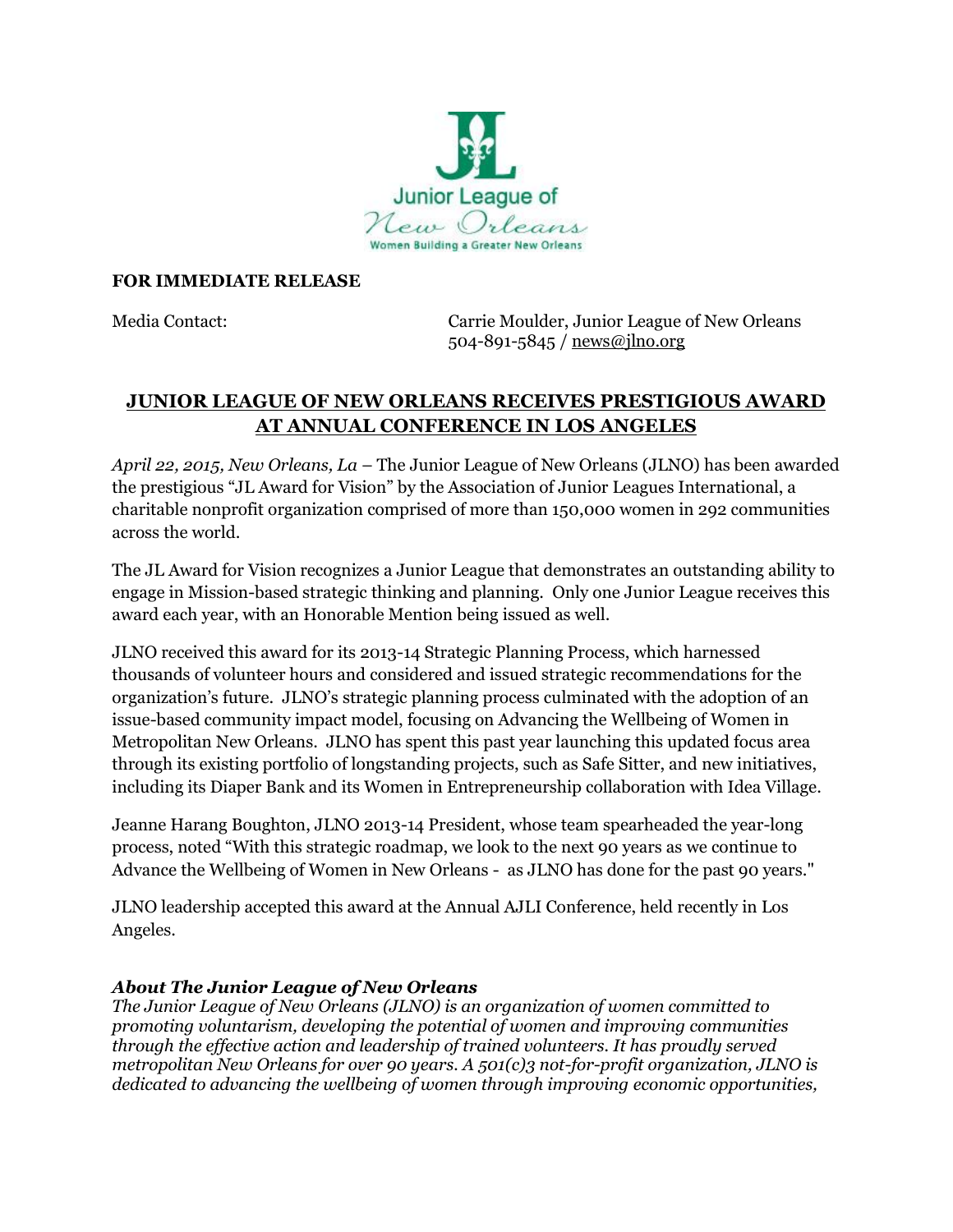Junior League of New Orleans

Women Building a Greater New Orleans

**FOR IMMEDIATE RELEASE**

Media Contact: Carrie Moulder, Junior League of New Orleans
504-891-5845 / news@jlno.org

## JUNIOR LEAGUE OF NEW ORLEANS RECEIVES PRESTIGIOUS AWARD AT ANNUAL CONFERENCE IN LOS ANGELES

*April 22, 2015, New Orleans, La* – The Junior League of New Orleans (JLNO) has been awarded the prestigious "JL Award for Vision" by the Association of Junior Leagues International, a charitable nonprofit organization comprised of more than 150,000 women in 292 communities across the world.

The JL Award for Vision recognizes a Junior League that demonstrates an outstanding ability to engage in Mission-based strategic thinking and planning. Only one Junior League receives this award each year, with an Honorable Mention being issued as well.

JLNO received this award for its 2013-14 Strategic Planning Process, which harnessed thousands of volunteer hours and considered and issued strategic recommendations for the organization's future. JLNO's strategic planning process culminated with the adoption of an issue-based community impact model, focusing on Advancing the Wellbeing of Women in Metropolitan New Orleans. JLNO has spent this past year launching this updated focus area through its existing portfolio of longstanding projects, such as Safe Sitter, and new initiatives, including its Diaper Bank and its Women in Entrepreneurship collaboration with Idea Village.

Jeanne Harang Boughton, JLNO 2013-14 President, whose team spearheaded the year-long process, noted "With this strategic roadmap, we look to the next 90 years as we continue to Advance the Wellbeing of Women in New Orleans - as JLNO has done for the past 90 years."

JLNO leadership accepted this award at the Annual AJLI Conference, held recently in Los Angeles.

***About The Junior League of New Orleans***

*The Junior League of New Orleans (JLNO) is an organization of women committed to promoting voluntarism, developing the potential of women and improving communities through the effective action and leadership of trained volunteers. It has proudly served metropolitan New Orleans for over 90 years. A 501(c)3 not-for-profit organization, JLNO is dedicated to advancing the wellbeing of women through improving economic opportunities,*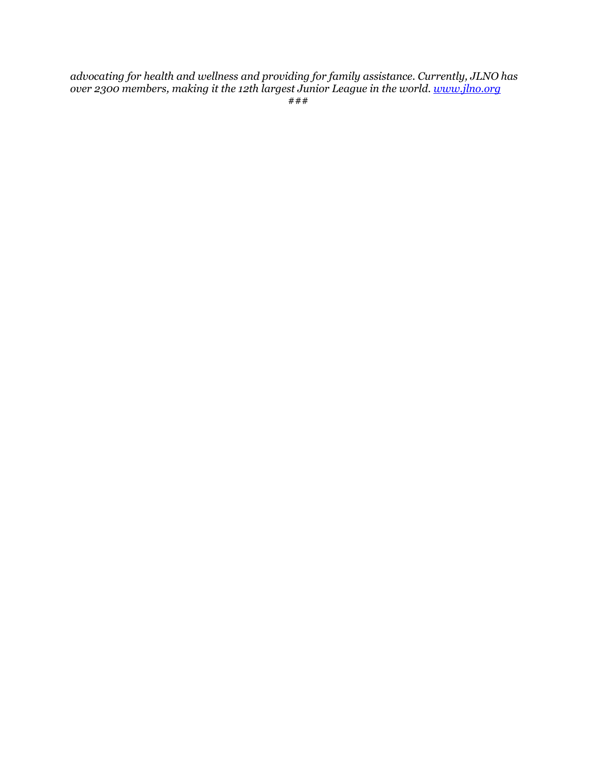*advocating for health and wellness and providing for family assistance. Currently, JLNO has over 2300 members, making it the 12th largest Junior League in the world. [www.jlno.org](http://www.jlno.org)*

###